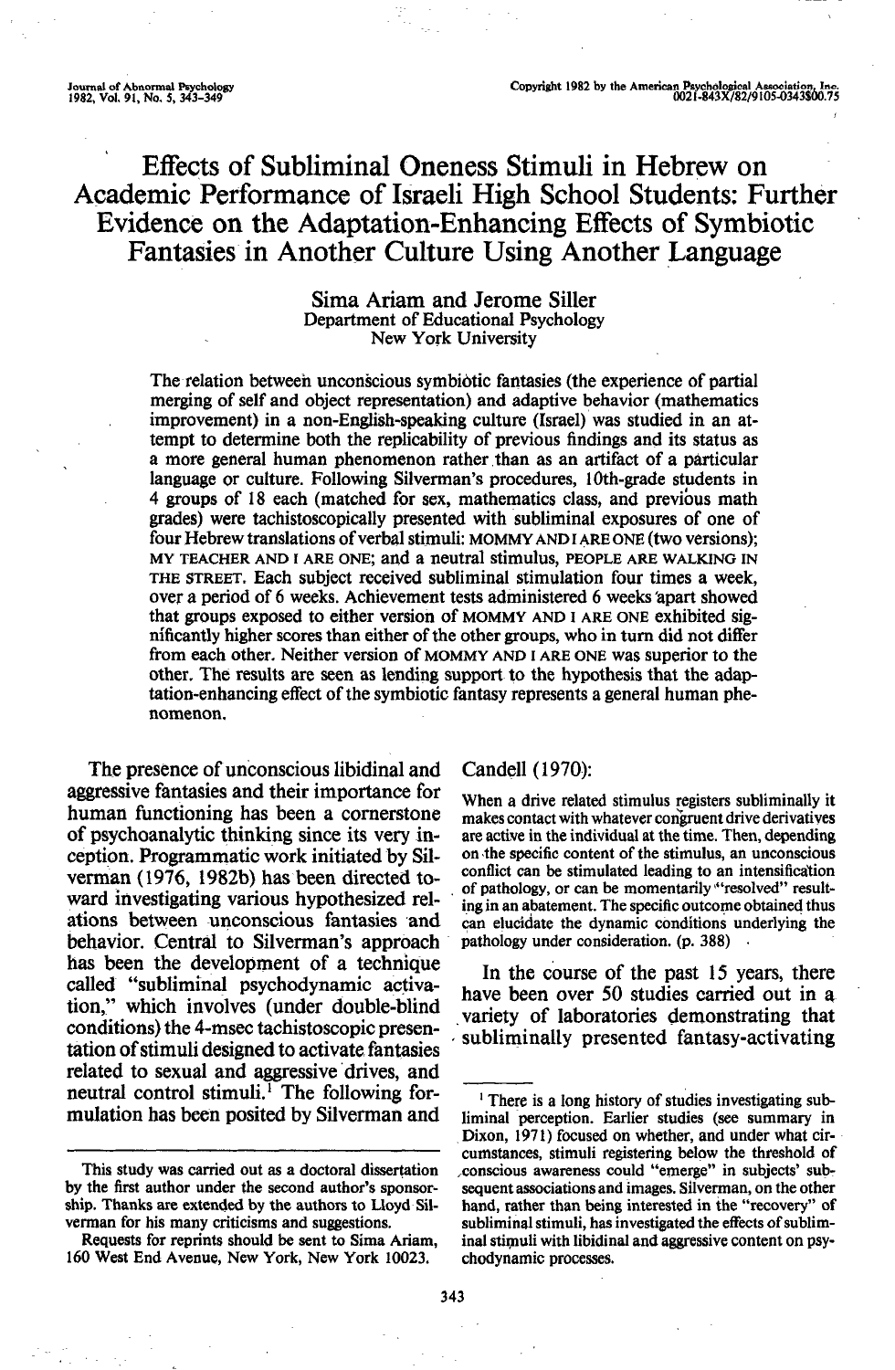# Effects of Subliminal Oneness Stimuli in Hebrew on Academic Performance of Israeli High School Students: Further Evidence on the Adaptation-Enhancing Effects of Symbiotic Fantasies in Another Culture Using Another Language

Sima Ariam and Jerome Siller
Department of Educational Psychology
New York University

The relation between unconscious symbiotic fantasies (the experience of partial merging of self and object representation) and adaptive behavior (mathematics improvement) in a non-English-speaking culture (Israel) was studied in an attempt to determine both the replicability of previous findings and its status as a more general human phenomenon rather than as an artifact of a particular language or culture. Following Silverman's procedures, 10th-grade students in 4 groups of 18 each (matched for sex, mathematics class, and previous math grades) were tachistoscopically presented with subliminal exposures of one of four Hebrew translations of verbal stimuli: MOMMY AND I ARE ONE (two versions); MY TEACHER AND I ARE ONE; and a neutral stimulus, PEOPLE ARE WALKING IN THE STREET. Each subject received subliminal stimulation four times a week, over a period of 6 weeks. Achievement tests administered 6 weeks apart showed that groups exposed to either version of MOMMY AND I ARE ONE exhibited significantly higher scores than either of the other groups, who in turn did not differ from each other. Neither version of MOMMY AND I ARE ONE was superior to the other. The results are seen as lending support to the hypothesis that the adaptation-enhancing effect of the symbiotic fantasy represents a general human phenomenon.

The presence of unconscious libidinal and aggressive fantasies and their importance for human functioning has been a cornerstone of psychoanalytic thinking since its very inception. Programmatic work initiated by Silverman (1976, 1982b) has been directed toward investigating various hypothesized relations between unconscious fantasies and behavior. Central to Silverman's approach has been the development of a technique called "subliminal psychodynamic activation," which involves (under double-blind conditions) the 4-msec tachistoscopic presentation of stimuli designed to activate fantasies related to sexual and aggressive drives, and neutral control stimuli.[1] The following formulation has been posited by Silverman and Candell (1970):

> When a drive related stimulus registers subliminally it makes contact with whatever congruent drive derivatives are active in the individual at the time. Then, depending on the specific content of the stimulus, an unconscious conflict can be stimulated leading to an intensification of pathology, or can be momentarily "resolved" resulting in an abatement. The specific outcome obtained thus can elucidate the dynamic conditions underlying the pathology under consideration. (p. 388)

In the course of the past 15 years, there have been over 50 studies carried out in a variety of laboratories demonstrating that subliminally presented fantasy-activating

---

This study was carried out as a doctoral dissertation by the first author under the second author's sponsorship. Thanks are extended by the authors to Lloyd Silverman for his many criticisms and suggestions.

Requests for reprints should be sent to Sima Ariam, 160 West End Avenue, New York, New York 10023.

[1] There is a long history of studies investigating subliminal perception. Earlier studies (see summary in Dixon, 1971) focused on whether, and under what circumstances, stimuli registering below the threshold of conscious awareness could "emerge" in subjects' subsequent associations and images. Silverman, on the other hand, rather than being interested in the "recovery" of subliminal stimuli, has investigated the effects of subliminal stimuli with libidinal and aggressive content on psychodynamic processes.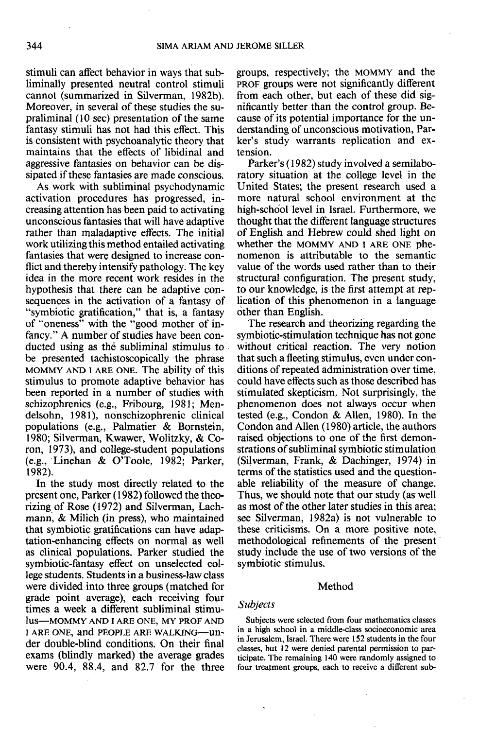stimuli can affect behavior in ways that subliminally presented neutral control stimuli cannot (summarized in Silverman, 1982b). Moreover, in several of these studies the supraliminal (10 sec) presentation of the same fantasy stimuli has not had this effect. This is consistent with psychoanalytic theory that maintains that the effects of libidinal and aggressive fantasies on behavior can be dissipated if these fantasies are made conscious.

As work with subliminal psychodynamic activation procedures has progressed, increasing attention has been paid to activating unconscious fantasies that will have adaptive rather than maladaptive effects. The initial work utilizing this method entailed activating fantasies that were designed to increase conflict and thereby intensify pathology. The key idea in the more recent work resides in the hypothesis that there can be adaptive consequences in the activation of a fantasy of "symbiotic gratification," that is, a fantasy of "oneness" with the "good mother of infancy." A number of studies have been conducted using as the subliminal stimulus to be presented tachistoscopically the phrase MOMMY AND I ARE ONE. The ability of this stimulus to promote adaptive behavior has been reported in a number of studies with schizophrenics (e.g., Fribourg, 1981; Mendelsohn, 1981), nonschizophrenic clinical populations (e.g., Palmatier & Bornstein, 1980; Silverman, Kwawer, Wolitzky, & Coron, 1973), and college-student populations (e.g., Linehan & O'Toole, 1982; Parker, 1982).

In the study most directly related to the present one, Parker (1982) followed the theorizing of Rose (1972) and Silverman, Lachmann, & Milich (in press), who maintained that symbiotic gratifications can have adaptation-enhancing effects on normal as well as clinical populations. Parker studied the symbiotic-fantasy effect on unselected college students. Students in a business-law class were divided into three groups (matched for grade point average), each receiving four times a week a different subliminal stimulus—MOMMY AND I ARE ONE, MY PROF AND I ARE ONE, and PEOPLE ARE WALKING—under double-blind conditions. On their final exams (blindly marked) the average grades were 90.4, 88.4, and 82.7 for the three groups, respectively; the MOMMY and the PROF groups were not significantly different from each other, but each of these did significantly better than the control group. Because of its potential importance for the understanding of unconscious motivation, Parker's study warrants replication and extension.

Parker's (1982) study involved a semilaboratory situation at the college level in the United States; the present research used a more natural school environment at the high-school level in Israel. Furthermore, we thought that the different language structures of English and Hebrew could shed light on whether the MOMMY AND I ARE ONE phenomenon is attributable to the semantic value of the words used rather than to their structural configuration. The present study, to our knowledge, is the first attempt at replication of this phenomenon in a language other than English.

The research and theorizing regarding the symbiotic-stimulation technique has not gone without critical reaction. The very notion that such a fleeting stimulus, even under conditions of repeated administration over time, could have effects such as those described has stimulated skepticism. Not surprisingly, the phenomenon does not always occur when tested (e.g., Condon & Allen, 1980). In the Condon and Allen (1980) article, the authors raised objections to one of the first demonstrations of subliminal symbiotic stimulation (Silverman, Frank, & Dachinger, 1974) in terms of the statistics used and the questionable reliability of the measure of change. Thus, we should note that our study (as well as most of the other later studies in this area; see Silverman, 1982a) is not vulnerable to these criticisms. On a more positive note, methodological refinements of the present study include the use of two versions of the symbiotic stimulus.

## Method

### *Subjects*

Subjects were selected from four mathematics classes in a high school in a middle-class socioeconomic area in Jerusalem, Israel. There were 152 students in the four classes, but 12 were denied parental permission to participate. The remaining 140 were randomly assigned to four treatment groups, each to receive a different sub-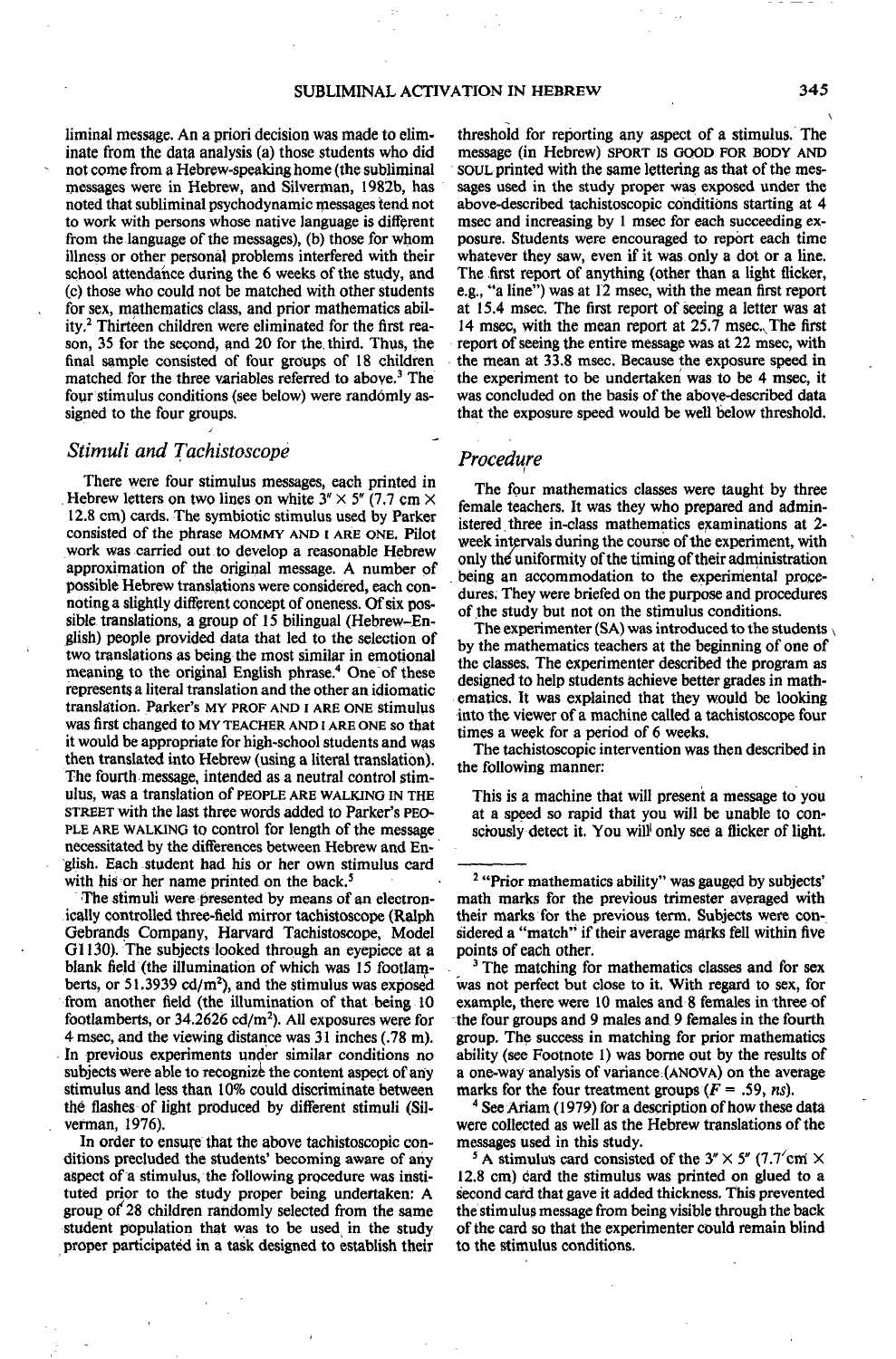liminal message. An a priori decision was made to eliminate from the data analysis (a) those students who did not come from a Hebrew-speaking home (the subliminal messages were in Hebrew, and Silverman, 1982b, has noted that subliminal psychodynamic messages tend not to work with persons whose native language is different from the language of the messages), (b) those for whom illness or other personal problems interfered with their school attendance during the 6 weeks of the study, and (c) those who could not be matched with other students for sex, mathematics class, and prior mathematics ability.[2] Thirteen children were eliminated for the first reason, 35 for the second, and 20 for the third. Thus, the final sample consisted of four groups of 18 children matched for the three variables referred to above.[3] The four stimulus conditions (see below) were randomly assigned to the four groups.

## *Stimuli and Tachistoscope*

There were four stimulus messages, each printed in Hebrew letters on two lines on white 3″ × 5″ (7.7 cm × 12.8 cm) cards. The symbiotic stimulus used by Parker consisted of the phrase MOMMY AND I ARE ONE. Pilot work was carried out to develop a reasonable Hebrew approximation of the original message. A number of possible Hebrew translations were considered, each connoting a slightly different concept of oneness. Of six possible translations, a group of 15 bilingual (Hebrew–English) people provided data that led to the selection of two translations as being the most similar in emotional meaning to the original English phrase.[4] One of these represents a literal translation and the other an idiomatic translation. Parker's MY PROF AND I ARE ONE stimulus was first changed to MY TEACHER AND I ARE ONE so that it would be appropriate for high-school students and was then translated into Hebrew (using a literal translation). The fourth message, intended as a neutral control stimulus, was a translation of PEOPLE ARE WALKING IN THE STREET with the last three words added to Parker's PEOPLE ARE WALKING to control for length of the message necessitated by the differences between Hebrew and English. Each student had his or her own stimulus card with his or her name printed on the back.[5]

The stimuli were presented by means of an electronically controlled three-field mirror tachistoscope (Ralph Gebrands Company, Harvard Tachistoscope, Model G1130). The subjects looked through an eyepiece at a blank field (the illumination of which was 15 footlamberts, or 51.3939 cd/m$^2$), and the stimulus was exposed from another field (the illumination of that being 10 footlamberts, or 34.2626 cd/m$^2$). All exposures were for 4 msec, and the viewing distance was 31 inches (.78 m). In previous experiments under similar conditions no subjects were able to recognize the content aspect of any stimulus and less than 10% could discriminate between the flashes of light produced by different stimuli (Silverman, 1976).

In order to ensure that the above tachistoscopic conditions precluded the students' becoming aware of any aspect of a stimulus, the following procedure was instituted prior to the study proper being undertaken: A group of 28 children randomly selected from the same student population that was to be used in the study proper participated in a task designed to establish their threshold for reporting any aspect of a stimulus. The message (in Hebrew) SPORT IS GOOD FOR BODY AND SOUL printed with the same lettering as that of the messages used in the study proper was exposed under the above-described tachistoscopic conditions starting at 4 msec and increasing by 1 msec for each succeeding exposure. Students were encouraged to report each time whatever they saw, even if it was only a dot or a line. The first report of anything (other than a light flicker, e.g., "a line") was at 12 msec, with the mean first report at 15.4 msec. The first report of seeing a letter was at 14 msec, with the mean report at 25.7 msec. The first report of seeing the entire message was at 22 msec, with the mean at 33.8 msec. Because the exposure speed in the experiment to be undertaken was to be 4 msec, it was concluded on the basis of the above-described data that the exposure speed would be well below threshold.

## *Procedure*

The four mathematics classes were taught by three female teachers. It was they who prepared and administered three in-class mathematics examinations at 2-week intervals during the course of the experiment, with only the uniformity of the timing of their administration being an accommodation to the experimental procedures. They were briefed on the purpose and procedures of the study but not on the stimulus conditions.

The experimenter (SA) was introduced to the students by the mathematics teachers at the beginning of one of the classes. The experimenter described the program as designed to help students achieve better grades in mathematics. It was explained that they would be looking into the viewer of a machine called a tachistoscope four times a week for a period of 6 weeks.

The tachistoscopic intervention was then described in the following manner:

> This is a machine that will present a message to you at a speed so rapid that you will be unable to consciously detect it. You will only see a flicker of light.

---

[2] "Prior mathematics ability" was gauged by subjects' math marks for the previous trimester averaged with their marks for the previous term. Subjects were considered a "match" if their average marks fell within five points of each other.

[3] The matching for mathematics classes and for sex was not perfect but close to it. With regard to sex, for example, there were 10 males and 8 females in three of the four groups and 9 males and 9 females in the fourth group. The success in matching for prior mathematics ability (see Footnote 1) was borne out by the results of a one-way analysis of variance (ANOVA) on the average marks for the four treatment groups ($F = .59$, *ns*).

[4] See Ariam (1979) for a description of how these data were collected as well as the Hebrew translations of the messages used in this study.

[5] A stimulus card consisted of the 3″ × 5″ (7.7 cm × 12.8 cm) card the stimulus was printed on glued to a second card that gave it added thickness. This prevented the stimulus message from being visible through the back of the card so that the experimenter could remain blind to the stimulus conditions.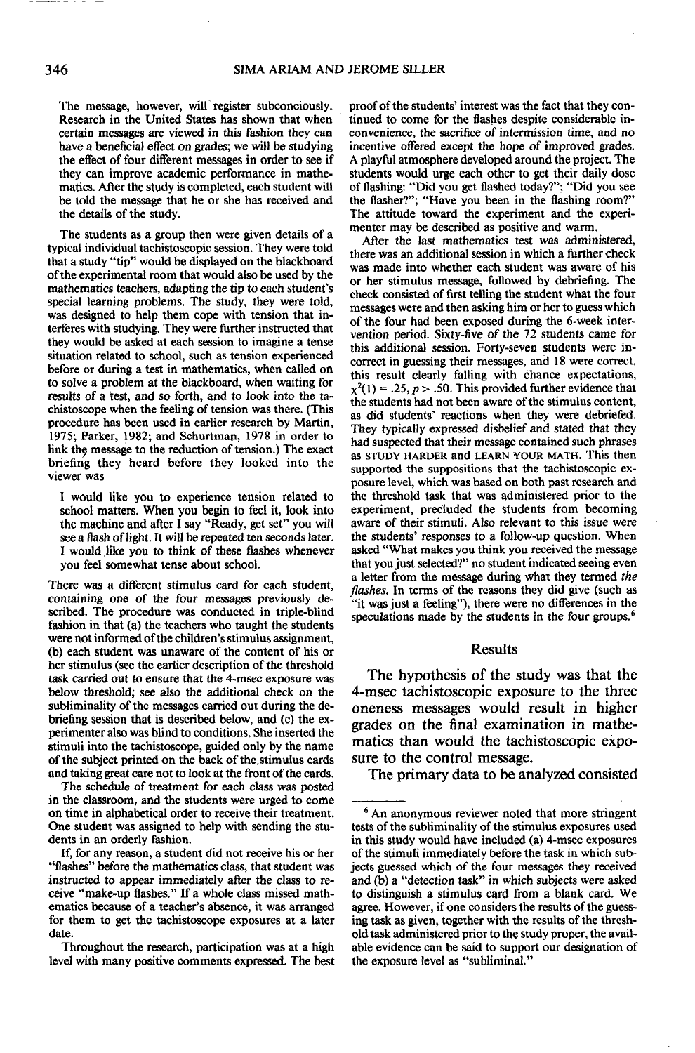The message, however, will register subconciously. Research in the United States has shown that when certain messages are viewed in this fashion they can have a beneficial effect on grades; we will be studying the effect of four different messages in order to see if they can improve academic performance in mathematics. After the study is completed, each student will be told the message that he or she has received and the details of the study.

The students as a group then were given details of a typical individual tachistoscopic session. They were told that a study "tip" would be displayed on the blackboard of the experimental room that would also be used by the mathematics teachers, adapting the tip to each student's special learning problems. The study, they were told, was designed to help them cope with tension that interferes with studying. They were further instructed that they would be asked at each session to imagine a tense situation related to school, such as tension experienced before or during a test in mathematics, when called on to solve a problem at the blackboard, when waiting for results of a test, and so forth, and to look into the tachistoscope when the feeling of tension was there. (This procedure has been used in earlier research by Martin, 1975; Parker, 1982; and Schurtman, 1978 in order to link the message to the reduction of tension.) The exact briefing they heard before they looked into the viewer was

> I would like you to experience tension related to school matters. When you begin to feel it, look into the machine and after I say "Ready, get set" you will see a flash of light. It will be repeated ten seconds later. I would like you to think of these flashes whenever you feel somewhat tense about school.

There was a different stimulus card for each student, containing one of the four messages previously described. The procedure was conducted in triple-blind fashion in that (a) the teachers who taught the students were not informed of the children's stimulus assignment, (b) each student was unaware of the content of his or her stimulus (see the earlier description of the threshold task carried out to ensure that the 4-msec exposure was below threshold; see also the additional check on the subliminality of the messages carried out during the debriefing session that is described below, and (c) the experimenter also was blind to conditions. She inserted the stimuli into the tachistoscope, guided only by the name of the subject printed on the back of the stimulus cards and taking great care not to look at the front of the cards.

The schedule of treatment for each class was posted in the classroom, and the students were urged to come on time in alphabetical order to receive their treatment. One student was assigned to help with sending the students in an orderly fashion.

If, for any reason, a student did not receive his or her "flashes" before the mathematics class, that student was instructed to appear immediately after the class to receive "make-up flashes." If a whole class missed mathematics because of a teacher's absence, it was arranged for them to get the tachistoscope exposures at a later date.

Throughout the research, participation was at a high level with many positive comments expressed. The best proof of the students' interest was the fact that they continued to come for the flashes despite considerable inconvenience, the sacrifice of intermission time, and no incentive offered except the hope of improved grades. A playful atmosphere developed around the project. The students would urge each other to get their daily dose of flashing: "Did you get flashed today?"; "Did you see the flasher?"; "Have you been in the flashing room?" The attitude toward the experiment and the experimenter may be described as positive and warm.

After the last mathematics test was administered, there was an additional session in which a further check was made into whether each student was aware of his or her stimulus message, followed by debriefing. The check consisted of first telling the student what the four messages were and then asking him or her to guess which of the four had been exposed during the 6-week intervention period. Sixty-five of the 72 students came for this additional session. Forty-seven students were incorrect in guessing their messages, and 18 were correct, this result clearly falling with chance expectations, $\chi^2(1) = .25, p > .50$. This provided further evidence that the students had not been aware of the stimulus content, as did students' reactions when they were debriefed. They typically expressed disbelief and stated that they had suspected that their message contained such phrases as STUDY HARDER and LEARN YOUR MATH. This then supported the suppositions that the tachistoscopic exposure level, which was based on both past research and the threshold task that was administered prior to the experiment, precluded the students from becoming aware of their stimuli. Also relevant to this issue were the students' responses to a follow-up question. When asked "What makes you think you received the message that you just selected?" no student indicated seeing even a letter from the message during what they termed *the flashes*. In terms of the reasons they did give (such as "it was just a feeling"), there were no differences in the speculations made by the students in the four groups.[6]

## Results

The hypothesis of the study was that the 4-msec tachistoscopic exposure to the three oneness messages would result in higher grades on the final examination in mathematics than would the tachistoscopic exposure to the control message.

The primary data to be analyzed consisted

---

[6] An anonymous reviewer noted that more stringent tests of the subliminality of the stimulus exposures used in this study would have included (a) 4-msec exposures of the stimuli immediately before the task in which subjects guessed which of the four messages they received and (b) a "detection task" in which subjects were asked to distinguish a stimulus card from a blank card. We agree. However, if one considers the results of the guessing task as given, together with the results of the threshold task administered prior to the study proper, the available evidence can be said to support our designation of the exposure level as "subliminal."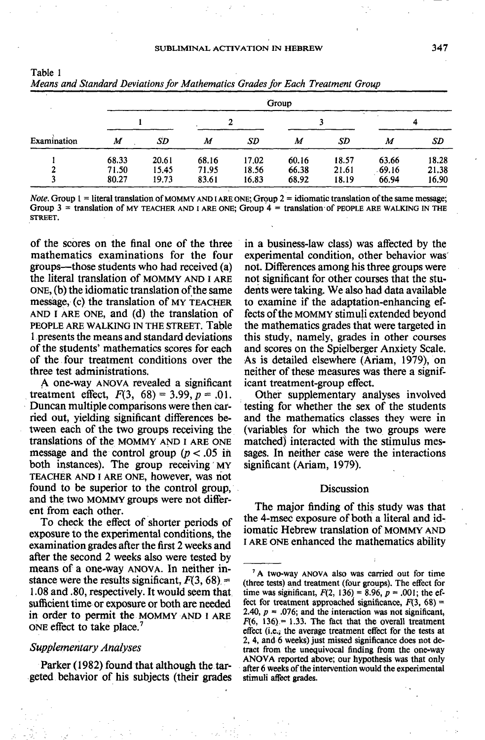Table 1
*Means and Standard Deviations for Mathematics Grades for Each Treatment Group*

| Examination | Group 1 *M* | Group 1 *SD* | Group 2 *M* | Group 2 *SD* | Group 3 *M* | Group 3 *SD* | Group 4 *M* | Group 4 *SD* |
|---|---|---|---|---|---|---|---|---|
| 1 | 68.33 | 20.61 | 68.16 | 17.02 | 60.16 | 18.57 | 63.66 | 18.28 |
| 2 | 71.50 | 15.45 | 71.95 | 18.56 | 66.38 | 21.61 | 69.16 | 21.38 |
| 3 | 80.27 | 19.73 | 83.61 | 16.83 | 68.92 | 18.19 | 66.94 | 16.90 |

*Note.* Group 1 = literal translation of MOMMY AND I ARE ONE; Group 2 = idiomatic translation of the same message; Group 3 = translation of MY TEACHER AND I ARE ONE; Group 4 = translation of PEOPLE ARE WALKING IN THE STREET.

of the scores on the final one of the three mathematics examinations for the four groups—those students who had received (a) the literal translation of MOMMY AND I ARE ONE, (b) the idiomatic translation of the same message, (c) the translation of MY TEACHER AND I ARE ONE, and (d) the translation of PEOPLE ARE WALKING IN THE STREET. Table 1 presents the means and standard deviations of the students' mathematics scores for each of the four treatment conditions over the three test administrations.

A one-way ANOVA revealed a significant treatment effect, $F(3, 68) = 3.99, p = .01$. Duncan multiple comparisons were then carried out, yielding significant differences between each of the two groups receiving the translations of the MOMMY AND I ARE ONE message and the control group ($p < .05$ in both instances). The group receiving MY TEACHER AND I ARE ONE, however, was not found to be superior to the control group, and the two MOMMY groups were not different from each other.

To check the effect of shorter periods of exposure to the experimental conditions, the examination grades after the first 2 weeks and after the second 2 weeks also were tested by means of a one-way ANOVA. In neither instance were the results significant, $F(3, 68) = 1.08$ and $.80$, respectively. It would seem that sufficient time or exposure or both are needed in order to permit the MOMMY AND I ARE ONE effect to take place.[7]

### Supplementary Analyses

Parker (1982) found that although the targeted behavior of his subjects (their grades in a business-law class) was affected by the experimental condition, other behavior was not. Differences among his three groups were not significant for other courses that the students were taking. We also had data available to examine if the adaptation-enhancing effects of the MOMMY stimuli extended beyond the mathematics grades that were targeted in this study, namely, grades in other courses and scores on the Spielberger Anxiety Scale. As is detailed elsewhere (Ariam, 1979), on neither of these measures was there a significant treatment-group effect.

Other supplementary analyses involved testing for whether the sex of the students and the mathematics classes they were in (variables for which the two groups were matched) interacted with the stimulus messages. In neither case were the interactions significant (Ariam, 1979).

## Discussion

The major finding of this study was that the 4-msec exposure of both a literal and idiomatic Hebrew translation of MOMMY AND I ARE ONE enhanced the mathematics ability

[7] A two-way ANOVA also was carried out for time (three tests) and treatment (four groups). The effect for time was significant, $F(2, 136) = 8.96, p = .001$; the effect for treatment approached significance, $F(3, 68) = 2.40, p = .076$; and the interaction was not significant, $F(6, 136) = 1.33$. The fact that the overall treatment effect (i.e., the average treatment effect for the tests at 2, 4, and 6 weeks) just missed significance does not detract from the unequivocal finding from the one-way ANOVA reported above; our hypothesis was that only after 6 weeks of the intervention would the experimental stimuli affect grades.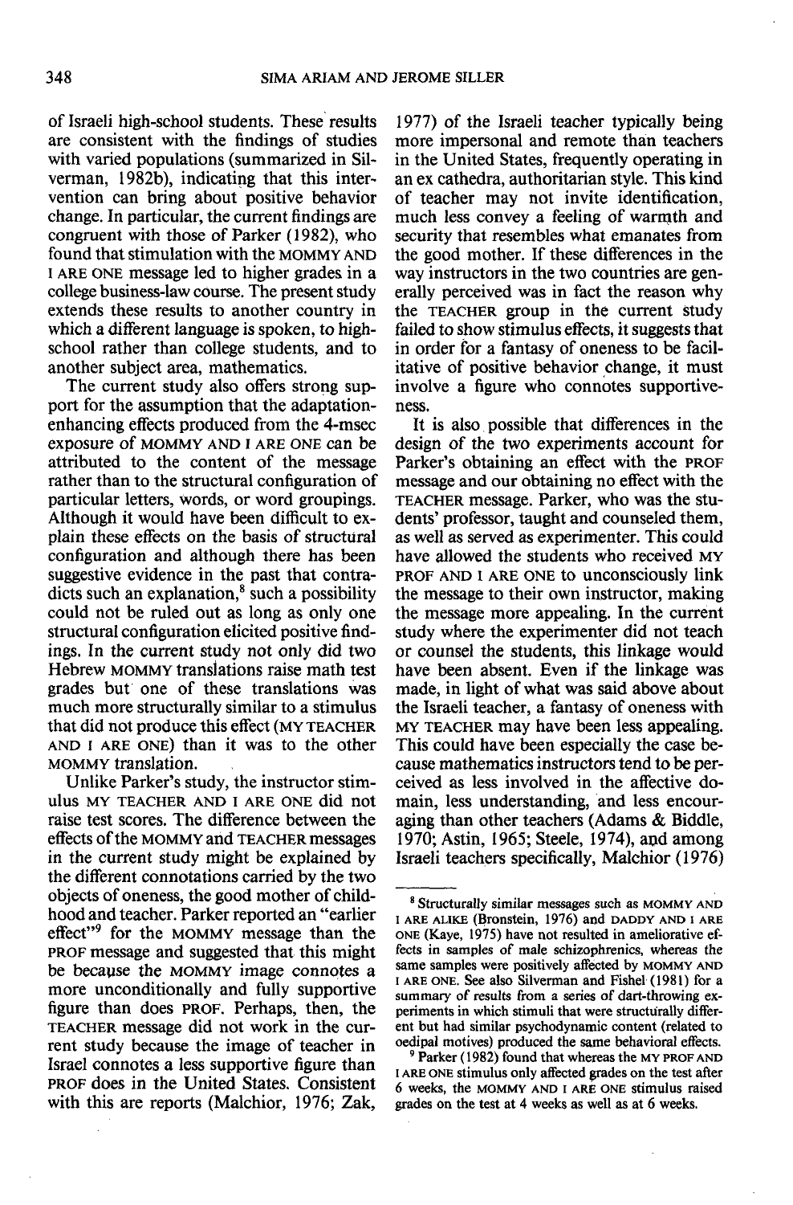of Israeli high-school students. These results are consistent with the findings of studies with varied populations (summarized in Silverman, 1982b), indicating that this intervention can bring about positive behavior change. In particular, the current findings are congruent with those of Parker (1982), who found that stimulation with the MOMMY AND I ARE ONE message led to higher grades in a college business-law course. The present study extends these results to another country in which a different language is spoken, to high-school rather than college students, and to another subject area, mathematics.

The current study also offers strong support for the assumption that the adaptation-enhancing effects produced from the 4-msec exposure of MOMMY AND I ARE ONE can be attributed to the content of the message rather than to the structural configuration of particular letters, words, or word groupings. Although it would have been difficult to explain these effects on the basis of structural configuration and although there has been suggestive evidence in the past that contradicts such an explanation,[8] such a possibility could not be ruled out as long as only one structural configuration elicited positive findings. In the current study not only did two Hebrew MOMMY translations raise math test grades but one of these translations was much more structurally similar to a stimulus that did not produce this effect (MY TEACHER AND I ARE ONE) than it was to the other MOMMY translation.

Unlike Parker's study, the instructor stimulus MY TEACHER AND I ARE ONE did not raise test scores. The difference between the effects of the MOMMY and TEACHER messages in the current study might be explained by the different connotations carried by the two objects of oneness, the good mother of childhood and teacher. Parker reported an "earlier effect"[9] for the MOMMY message than the PROF message and suggested that this might be because the MOMMY image connotes a more unconditionally and fully supportive figure than does PROF. Perhaps, then, the TEACHER message did not work in the current study because the image of teacher in Israel connotes a less supportive figure than PROF does in the United States. Consistent with this are reports (Malchior, 1976; Zak, 1977) of the Israeli teacher typically being more impersonal and remote than teachers in the United States, frequently operating in an ex cathedra, authoritarian style. This kind of teacher may not invite identification, much less convey a feeling of warmth and security that resembles what emanates from the good mother. If these differences in the way instructors in the two countries are generally perceived was in fact the reason why the TEACHER group in the current study failed to show stimulus effects, it suggests that in order for a fantasy of oneness to be facilitative of positive behavior change, it must involve a figure who connotes supportiveness.

It is also possible that differences in the design of the two experiments account for Parker's obtaining an effect with the PROF message and our obtaining no effect with the TEACHER message. Parker, who was the students' professor, taught and counseled them, as well as served as experimenter. This could have allowed the students who received MY PROF AND I ARE ONE to unconsciously link the message to their own instructor, making the message more appealing. In the current study where the experimenter did not teach or counsel the students, this linkage would have been absent. Even if the linkage was made, in light of what was said above about the Israeli teacher, a fantasy of oneness with MY TEACHER may have been less appealing. This could have been especially the case because mathematics instructors tend to be perceived as less involved in the affective domain, less understanding, and less encouraging than other teachers (Adams & Biddle, 1970; Astin, 1965; Steele, 1974), and among Israeli teachers specifically, Malchior (1976)

---

[8] Structurally similar messages such as MOMMY AND I ARE ALIKE (Bronstein, 1976) and DADDY AND I ARE ONE (Kaye, 1975) have not resulted in ameliorative effects in samples of male schizophrenics, whereas the same samples were positively affected by MOMMY AND I ARE ONE. See also Silverman and Fishel (1981) for a summary of results from a series of dart-throwing experiments in which stimuli that were structurally different but had similar psychodynamic content (related to oedipal motives) produced the same behavioral effects.

[9] Parker (1982) found that whereas the MY PROF AND I ARE ONE stimulus only affected grades on the test after 6 weeks, the MOMMY AND I ARE ONE stimulus raised grades on the test at 4 weeks as well as at 6 weeks.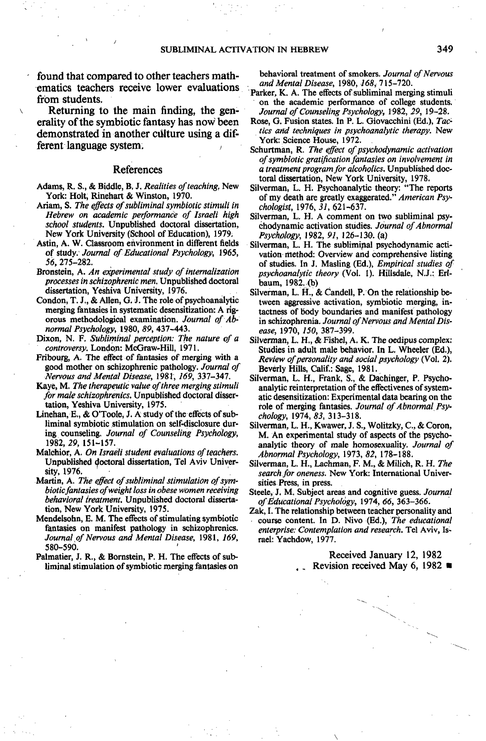found that compared to other teachers mathematics teachers receive lower evaluations from students.

Returning to the main finding, the generality of the symbiotic fantasy has now been demonstrated in another culture using a different language system.

## References

Adams, R. S., & Biddle, B. J. *Realities of teaching*. New York: Holt, Rinehart & Winston, 1970.

Ariam, S. *The effects of subliminal symbiotic stimuli in Hebrew on academic performance of Israeli high school students*. Unpublished doctoral dissertation, New York University (School of Education), 1979.

Astin, A. W. Classroom environment in different fields of study. *Journal of Educational Psychology*, 1965, *56*, 275–282.

Bronstein, A. *An experimental study of internalization processes in schizophrenic men*. Unpublished doctoral dissertation, Yeshiva University, 1976.

Condon, T. J., & Allen, G. J. The role of psychoanalytic merging fantasies in systematic desensitization: A rigorous methodological examination. *Journal of Abnormal Psychology*, 1980, *89*, 437–443.

Dixon, N. F. *Subliminal perception: The nature of a controversy*. London: McGraw-Hill, 1971.

Fribourg, A. The effect of fantasies of merging with a good mother on schizophrenic pathology. *Journal of Nervous and Mental Disease*, 1981, *169*, 337–347.

Kaye, M. *The therapeutic value of three merging stimuli for male schizophrenics*. Unpublished doctoral dissertation, Yeshiva University, 1975.

Linehan, E., & O'Toole, J. A study of the effects of subliminal symbiotic stimulation on self-disclosure during counseling. *Journal of Counseling Psychology*, 1982, *29*, 151–157.

Malchior, A. *On Israeli student evaluations of teachers*. Unpublished doctoral dissertation, Tel Aviv University, 1976.

Martin, A. *The effect of subliminal stimulation of symbiotic fantasies of weight loss in obese women receiving behavioral treatment*. Unpublished doctoral dissertation, New York University, 1975.

Mendelsohn, E. M. The effects of stimulating symbiotic fantasies on manifest pathology in schizophrenics. *Journal of Nervous and Mental Disease*, 1981, *169*, 580–590.

Palmatier, J. R., & Bornstein, P. H. The effects of subliminal stimulation of symbiotic merging fantasies on behavioral treatment of smokers. *Journal of Nervous and Mental Disease*, 1980, *168*, 715–720.

Parker, K. A. The effects of subliminal merging stimuli on the academic performance of college students. *Journal of Counseling Psychology*, 1982, *29*, 19–28.

Rose, G. Fusion states. In P. L. Giovacchini (Ed.), *Tactics and techniques in psychoanalytic therapy*. New York: Science House, 1972.

Schurtman, R. *The effect of psychodynamic activation of symbiotic gratification fantasies on involvement in a treatment program for alcoholics*. Unpublished doctoral dissertation, New York University, 1978.

Silverman, L. H. Psychoanalytic theory: "The reports of my death are greatly exaggerated." *American Psychologist*, 1976, *31*, 621–637.

Silverman, L. H. A comment on two subliminal psychodynamic activation studies. *Journal of Abnormal Psychology*, 1982, *91*, 126–130. (a)

Silverman, L. H. The subliminal psychodynamic activation method: Overview and comprehensive listing of studies. In J. Masling (Ed.), *Empirical studies of psychoanalytic theory* (Vol. 1). Hillsdale, N.J.: Erlbaum, 1982. (b)

Silverman, L. H., & Candell, P. On the relationship between aggressive activation, symbiotic merging, intactness of body boundaries and manifest pathology in schizophrenia. *Journal of Nervous and Mental Disease*, 1970, *150*, 387–399.

Silverman, L. H., & Fishel, A. K. The oedipus complex: Studies in adult male behavior. In L. Wheeler (Ed.), *Review of personality and social psychology* (Vol. 2). Beverly Hills, Calif.: Sage, 1981.

Silverman, L. H., Frank, S., & Dachinger, P. Psychoanalytic reinterpretation of the effectivenes of systematic desensitization: Experimental data bearing on the role of merging fantasies. *Journal of Abnormal Psychology*, 1974, *83*, 313–318.

Silverman, L. H., Kwawer, J. S., Wolitzky, C., & Coron, M. An experimental study of aspects of the psychoanalytic theory of male homosexuality. *Journal of Abnormal Psychology*, 1973, *82*, 178–188.

Silverman, L. H., Lachman, F. M., & Milich, R. H. *The search for oneness*. New York: International Universities Press, in press.

Steele, J. M. Subject areas and cognitive guess. *Journal of Educational Psychology*, 1974, *66*, 363–366.

Zak, I. The relationship between teacher personality and course content. In D. Nivo (Ed.), *The educational enterprise: Contemplation and research*. Tel Aviv, Israel: Yachdow, 1977.

Received January 12, 1982
Revision received May 6, 1982 ■